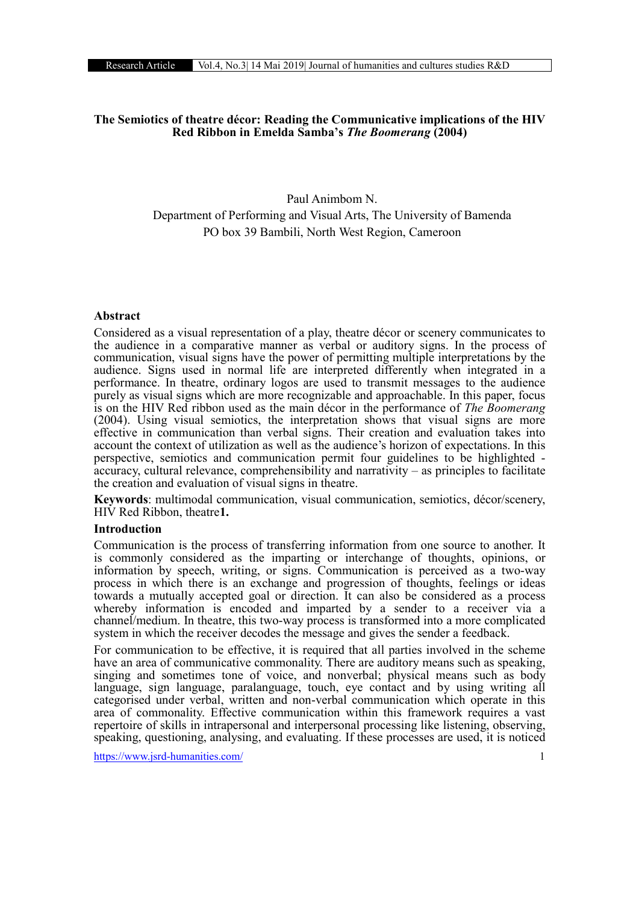# The Semiotics of theatre décor: Reading the Communicative implications of the HIV Red Ribbon in Emelda Samba's *The Boomerang* (2004)

Paul Animbom N.

Department of Performing and Visual Arts, The University of Bamenda

PO box 39 Bambili, North West Region, Cameroon

## Abstract

Considered as a visual representation of a play, theatre décor or scenery communicates to the audience in a comparative manner as verbal or auditory signs. In the process of communication, visual signs have the power of permitting multiple interpretations by the audience. Signs used in normal life are interpreted differently when integrated in a performance. In theatre, ordinary logos are used to transmit messages to the audience purely as visual signs which are more recognizable and approachable. In this paper, focus is on the HIV Red ribbon used as the main décor in the performance of *The Boomerang* (2004). Using visual semiotics, the interpretation shows that visual signs are more effective in communication than verbal signs. Their creation and evaluation takes into account the context of utilization as well as the audience's horizon of expectations. In this perspective, semiotics and communication permit four guidelines to be highlighted - accuracy, cultural relevance, comprehensibility and narrativity – as principles to facilitate the creation and evaluation of visual signs in theatre.

**Keywords**: multimodal communication, visual communication, semiotics, décor/scenery, HIV Red Ribbon, theatre**1.**

## Introduction

Communication is the process of transferring information from one source to another. It is commonly considered as the imparting or interchange of thoughts, opinions, or information by speech, writing, or signs. Communication is perceived as a two-way process in which there is an exchange and progression of thoughts, feelings or ideas towards a mutually accepted goal or direction. It can also be considered as a process whereby information is encoded and imparted by a sender to a receiver via a channel/medium. In theatre, this two-way process is transformed into a more complicated system in which the receiver decodes the message and gives the sender a feedback.

For communication to be effective, it is required that all parties involved in the scheme have an area of communicative commonality. There are auditory means such as speaking, singing and sometimes tone of voice, and nonverbal; physical means such as body language, sign language, paralanguage, touch, eye contact and by using writing all categorised under verbal, written and non-verbal communication which operate in this area of commonality. Effective communication within this framework requires a vast repertoire of skills in intrapersonal and interpersonal processing like listening, observing, speaking, questioning, analysing, and evaluating. If these processes are used, it is noticed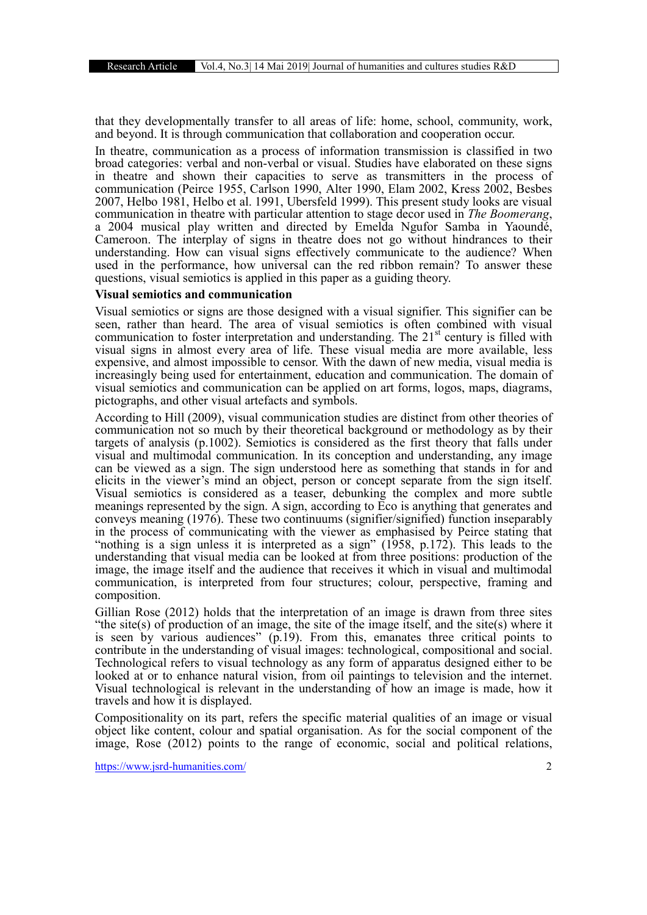that they developmentally transfer to all areas of life: home, school, community, work, and beyond. It is through communication that collaboration and cooperation occur.

In theatre, communication as a process of information transmission is classified in two broad categories: verbal and non-verbal or visual. Studies have elaborated on these signs in theatre and shown their capacities to serve as transmitters in the process of communication (Peirce 1955, Carlson 1990, Alter 1990, Elam 2002, Kress 2002, Besbes 2007, Helbo 1981, Helbo et al. 1991, Ubersfeld 1999). This present study looks are visual communication in theatre with particular attention to stage decor used in *The Boomerang*, a 2004 musical play written and directed by Emelda Ngufor Samba in Yaoundé, Cameroon. The interplay of signs in theatre does not go without hindrances to their understanding. How can visual signs effectively communicate to the audience? When used in the performance, how universal can the red ribbon remain? To answer these questions, visual semiotics is applied in this paper as a guiding theory.

**Visual semiotics and communication**

Visual semiotics or signs are those designed with a visual signifier. This signifier can be seen, rather than heard. The area of visual semiotics is often combined with visual communication to foster interpretation and understanding. The 21st century is filled with visual signs in almost every area of life. These visual media are more available, less expensive, and almost impossible to censor. With the dawn of new media, visual media is increasingly being used for entertainment, education and communication. The domain of visual semiotics and communication can be applied on art forms, logos, maps, diagrams, pictographs, and other visual artefacts and symbols.

According to Hill (2009), visual communication studies are distinct from other theories of communication not so much by their theoretical background or methodology as by their targets of analysis (p.1002). Semiotics is considered as the first theory that falls under visual and multimodal communication. In its conception and understanding, any image can be viewed as a sign. The sign understood here as something that stands in for and elicits in the viewer's mind an object, person or concept separate from the sign itself. Visual semiotics is considered as a teaser, debunking the complex and more subtle meanings represented by the sign. A sign, according to Eco is anything that generates and conveys meaning (1976). These two continuums (signifier/signified) function inseparably in the process of communicating with the viewer as emphasised by Peirce stating that "nothing is a sign unless it is interpreted as a sign" (1958, p.172). This leads to the understanding that visual media can be looked at from three positions: production of the image, the image itself and the audience that receives it which in visual and multimodal communication, is interpreted from four structures; colour, perspective, framing and composition.

Gillian Rose (2012) holds that the interpretation of an image is drawn from three sites "the site(s) of production of an image, the site of the image itself, and the site(s) where it is seen by various audiences" (p.19). From this, emanates three critical points to contribute in the understanding of visual images: technological, compositional and social. Technological refers to visual technology as any form of apparatus designed either to be looked at or to enhance natural vision, from oil paintings to television and the internet. Visual technological is relevant in the understanding of how an image is made, how it travels and how it is displayed.

Compositionality on its part, refers the specific material qualities of an image or visual object like content, colour and spatial organisation. As for the social component of the image, Rose (2012) points to the range of economic, social and political relations,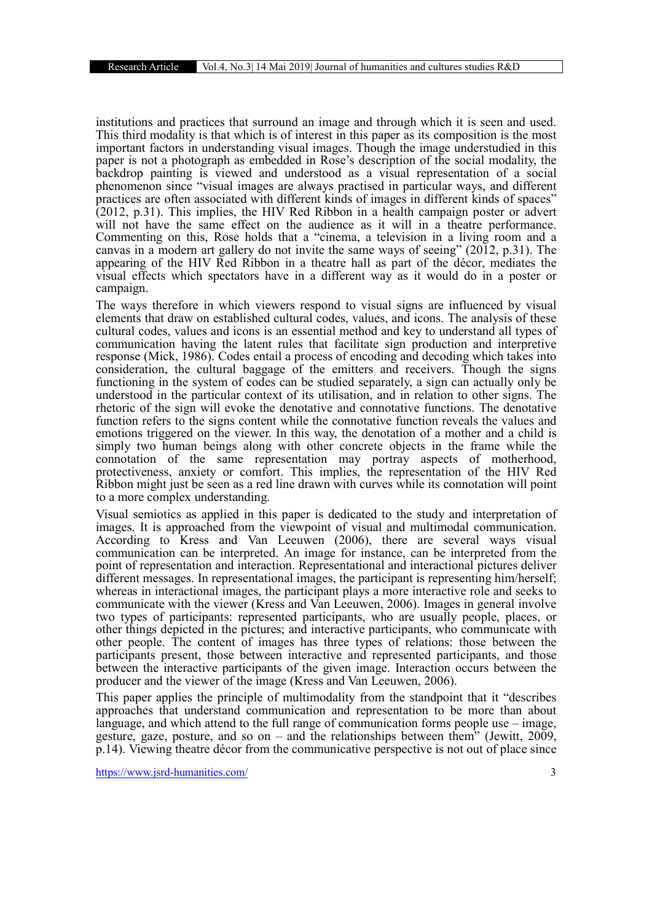institutions and practices that surround an image and through which it is seen and used. This third modality is that which is of interest in this paper as its composition is the most important factors in understanding visual images. Though the image understudied in this paper is not a photograph as embedded in Rose's description of the social modality, the backdrop painting is viewed and understood as a visual representation of a social phenomenon since "visual images are always practised in particular ways, and different practices are often associated with different kinds of images in different kinds of spaces" (2012, p.31). This implies, the HIV Red Ribbon in a health campaign poster or advert will not have the same effect on the audience as it will in a theatre performance. Commenting on this, Rose holds that a "cinema, a television in a living room and a canvas in a modern art gallery do not invite the same ways of seeing" (2012, p.31). The appearing of the HIV Red Ribbon in a theatre hall as part of the décor, mediates the visual effects which spectators have in a different way as it would do in a poster or campaign.

The ways therefore in which viewers respond to visual signs are influenced by visual elements that draw on established cultural codes, values, and icons. The analysis of these cultural codes, values and icons is an essential method and key to understand all types of communication having the latent rules that facilitate sign production and interpretive response (Mick, 1986). Codes entail a process of encoding and decoding which takes into consideration, the cultural baggage of the emitters and receivers. Though the signs functioning in the system of codes can be studied separately, a sign can actually only be understood in the particular context of its utilisation, and in relation to other signs. The rhetoric of the sign will evoke the denotative and connotative functions. The denotative function refers to the signs content while the connotative function reveals the values and emotions triggered on the viewer. In this way, the denotation of a mother and a child is simply two human beings along with other concrete objects in the frame while the connotation of the same representation may portray aspects of motherhood, protectiveness, anxiety or comfort. This implies, the representation of the HIV Red Ribbon might just be seen as a red line drawn with curves while its connotation will point to a more complex understanding.

Visual semiotics as applied in this paper is dedicated to the study and interpretation of images. It is approached from the viewpoint of visual and multimodal communication. According to Kress and Van Leeuwen (2006), there are several ways visual communication can be interpreted. An image for instance, can be interpreted from the point of representation and interaction. Representational and interactional pictures deliver different messages. In representational images, the participant is representing him/herself; whereas in interactional images, the participant plays a more interactive role and seeks to communicate with the viewer (Kress and Van Leeuwen, 2006). Images in general involve two types of participants: represented participants, who are usually people, places, or other things depicted in the pictures; and interactive participants, who communicate with other people. The content of images has three types of relations: those between the participants present, those between interactive and represented participants, and those between the interactive participants of the given image. Interaction occurs between the producer and the viewer of the image (Kress and Van Leeuwen, 2006).

This paper applies the principle of multimodality from the standpoint that it "describes approaches that understand communication and representation to be more than about language, and which attend to the full range of communication forms people use – image, gesture, gaze, posture, and so on – and the relationships between them" (Jewitt, 2009, p.14). Viewing theatre décor from the communicative perspective is not out of place since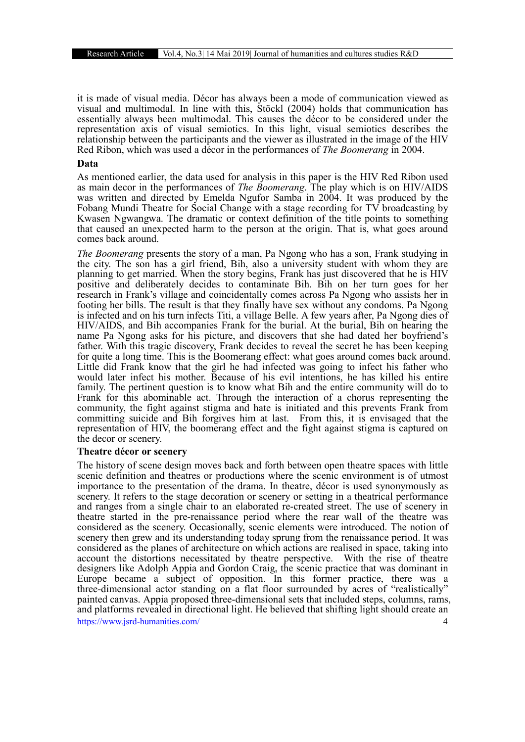it is made of visual media. Décor has always been a mode of communication viewed as visual and multimodal. In line with this, Stöckl (2004) holds that communication has essentially always been multimodal. This causes the décor to be considered under the representation axis of visual semiotics. In this light, visual semiotics describes the relationship between the participants and the viewer as illustrated in the image of the HIV Red Ribon, which was used a décor in the performances of *The Boomerang* in 2004.

**Data**

As mentioned earlier, the data used for analysis in this paper is the HIV Red Ribon used as main decor in the performances of *The Boomerang*. The play which is on HIV/AIDS was written and directed by Emelda Ngufor Samba in 2004. It was produced by the Fobang Mundi Theatre for Social Change with a stage recording for TV broadcasting by Kwasen Ngwangwa. The dramatic or context definition of the title points to something that caused an unexpected harm to the person at the origin. That is, what goes around comes back around.

*The Boomerang* presents the story of a man, Pa Ngong who has a son, Frank studying in the city. The son has a girl friend, Bih, also a university student with whom they are planning to get married. When the story begins, Frank has just discovered that he is HIV positive and deliberately decides to contaminate Bih. Bih on her turn goes for her research in Frank's village and coincidentally comes across Pa Ngong who assists her in footing her bills. The result is that they finally have sex without any condoms. Pa Ngong is infected and on his turn infects Titi, a village Belle. A few years after, Pa Ngong dies of HIV/AIDS, and Bih accompanies Frank for the burial. At the burial, Bih on hearing the name Pa Ngong asks for his picture, and discovers that she had dated her boyfriend's father. With this tragic discovery, Frank decides to reveal the secret he has been keeping for quite a long time. This is the Boomerang effect: what goes around comes back around. Little did Frank know that the girl he had infected was going to infect his father who would later infect his mother. Because of his evil intentions, he has killed his entire family. The pertinent question is to know what Bih and the entire community will do to Frank for this abominable act. Through the interaction of a chorus representing the community, the fight against stigma and hate is initiated and this prevents Frank from committing suicide and Bih forgives him at last. From this, it is envisaged that the representation of HIV, the boomerang effect and the fight against stigma is captured on the decor or scenery.

**Theatre décor or scenery**

The history of scene design moves back and forth between open theatre spaces with little scenic definition and theatres or productions where the scenic environment is of utmost importance to the presentation of the drama. In theatre, décor is used synonymously as scenery. It refers to the stage decoration or scenery or setting in a theatrical performance and ranges from a single chair to an elaborated re-created street. The use of scenery in theatre started in the pre-renaissance period where the rear wall of the theatre was considered as the scenery. Occasionally, scenic elements were introduced. The notion of scenery then grew and its understanding today sprung from the renaissance period. It was considered as the planes of architecture on which actions are realised in space, taking into account the distortions necessitated by theatre perspective. With the rise of theatre designers like Adolph Appia and Gordon Craig, the scenic practice that was dominant in Europe became a subject of opposition. In this former practice, there was a three-dimensional actor standing on a flat floor surrounded by acres of "realistically" painted canvas. Appia proposed three-dimensional sets that included steps, columns, rams, and platforms revealed in directional light. He believed that shifting light should create an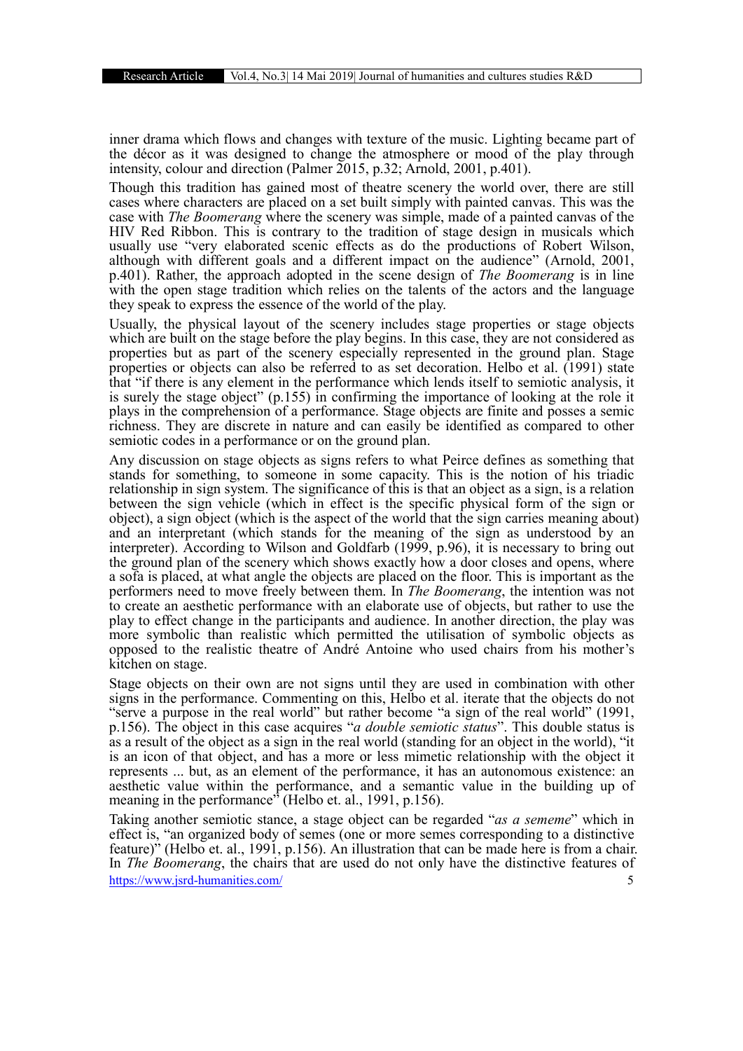inner drama which flows and changes with texture of the music. Lighting became part of the décor as it was designed to change the atmosphere or mood of the play through intensity, colour and direction (Palmer 2015, p.32; Arnold, 2001, p.401).

Though this tradition has gained most of theatre scenery the world over, there are still cases where characters are placed on a set built simply with painted canvas. This was the case with *The Boomerang* where the scenery was simple, made of a painted canvas of the HIV Red Ribbon. This is contrary to the tradition of stage design in musicals which usually use "very elaborated scenic effects as do the productions of Robert Wilson, although with different goals and a different impact on the audience" (Arnold, 2001, p.401). Rather, the approach adopted in the scene design of *The Boomerang* is in line with the open stage tradition which relies on the talents of the actors and the language they speak to express the essence of the world of the play.

Usually, the physical layout of the scenery includes stage properties or stage objects which are built on the stage before the play begins. In this case, they are not considered as properties but as part of the scenery especially represented in the ground plan. Stage properties or objects can also be referred to as set decoration. Helbo et al. (1991) state that "if there is any element in the performance which lends itself to semiotic analysis, it is surely the stage object" (p.155) in confirming the importance of looking at the role it plays in the comprehension of a performance. Stage objects are finite and posses a semic richness. They are discrete in nature and can easily be identified as compared to other semiotic codes in a performance or on the ground plan.

Any discussion on stage objects as signs refers to what Peirce defines as something that stands for something, to someone in some capacity. This is the notion of his triadic relationship in sign system. The significance of this is that an object as a sign, is a relation between the sign vehicle (which in effect is the specific physical form of the sign or object), a sign object (which is the aspect of the world that the sign carries meaning about) and an interpretant (which stands for the meaning of the sign as understood by an interpreter). According to Wilson and Goldfarb (1999, p.96), it is necessary to bring out the ground plan of the scenery which shows exactly how a door closes and opens, where a sofa is placed, at what angle the objects are placed on the floor. This is important as the performers need to move freely between them. In *The Boomerang*, the intention was not to create an aesthetic performance with an elaborate use of objects, but rather to use the play to effect change in the participants and audience. In another direction, the play was more symbolic than realistic which permitted the utilisation of symbolic objects as opposed to the realistic theatre of André Antoine who used chairs from his mother's kitchen on stage.

Stage objects on their own are not signs until they are used in combination with other signs in the performance. Commenting on this, Helbo et al. iterate that the objects do not "serve a purpose in the real world" but rather become "a sign of the real world" (1991, p.156). The object in this case acquires "*a double semiotic status*". This double status is as a result of the object as a sign in the real world (standing for an object in the world), "it is an icon of that object, and has a more or less mimetic relationship with the object it represents ... but, as an element of the performance, it has an autonomous existence: an aesthetic value within the performance, and a semantic value in the building up of meaning in the performance" (Helbo et. al., 1991, p.156).

Taking another semiotic stance, a stage object can be regarded "*as a sememe*" which in effect is, "an organized body of semes (one or more semes corresponding to a distinctive feature)" (Helbo et. al., 1991, p.156). An illustration that can be made here is from a chair. In *The Boomerang*, the chairs that are used do not only have the distinctive features of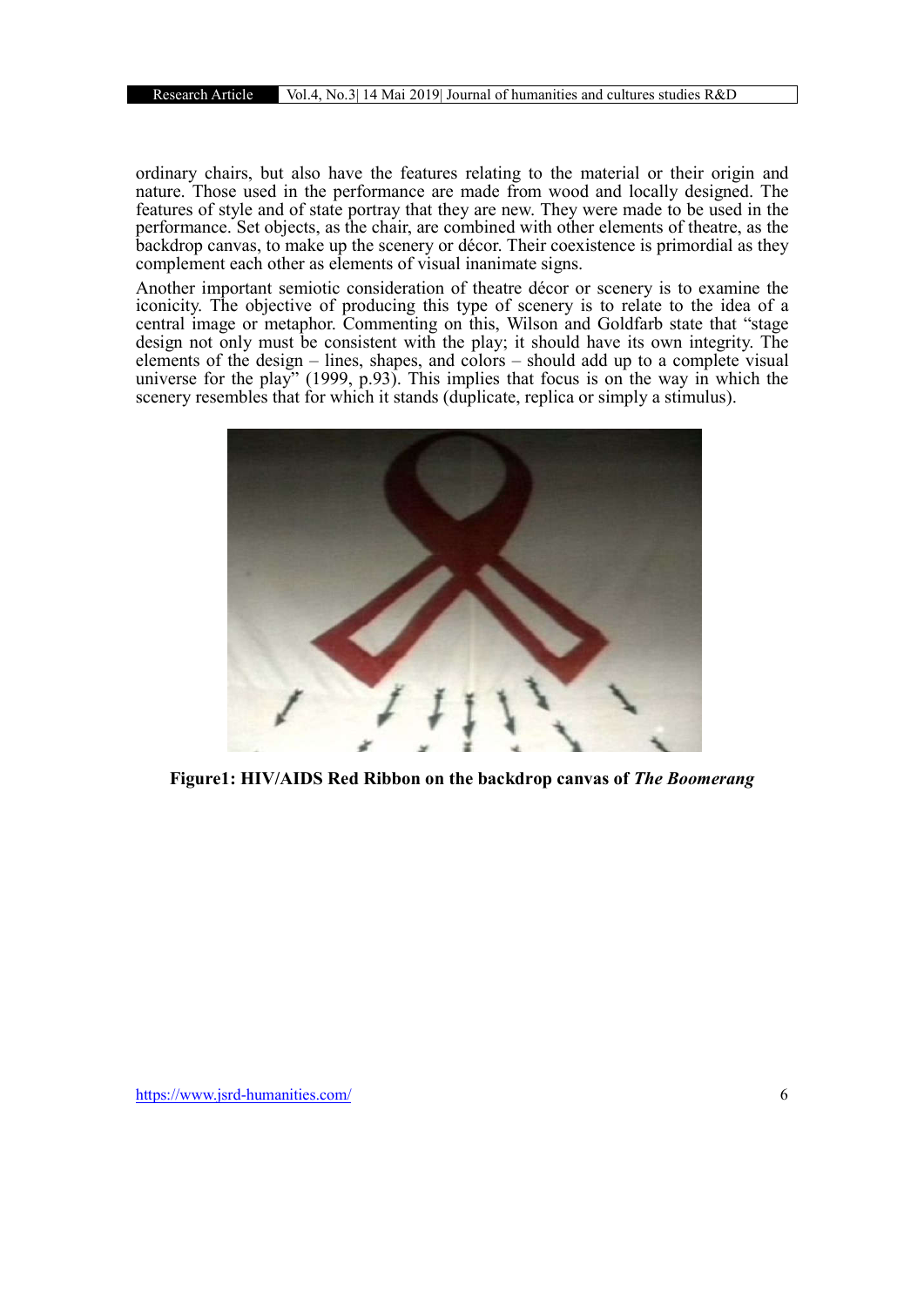ordinary chairs, but also have the features relating to the material or their origin and nature. Those used in the performance are made from wood and locally designed. The features of style and of state portray that they are new. They were made to be used in the performance. Set objects, as the chair, are combined with other elements of theatre, as the backdrop canvas, to make up the scenery or décor. Their coexistence is primordial as they complement each other as elements of visual inanimate signs.

Another important semiotic consideration of theatre décor or scenery is to examine the iconicity. The objective of producing this type of scenery is to relate to the idea of a central image or metaphor. Commenting on this, Wilson and Goldfarb state that "stage design not only must be consistent with the play; it should have its own integrity. The elements of the design – lines, shapes, and colors – should add up to a complete visual universe for the play" (1999, p.93). This implies that focus is on the way in which the scenery resembles that for which it stands (duplicate, replica or simply a stimulus).

**Figure1: HIV/AIDS Red Ribbon on the backdrop canvas of *The Boomerang***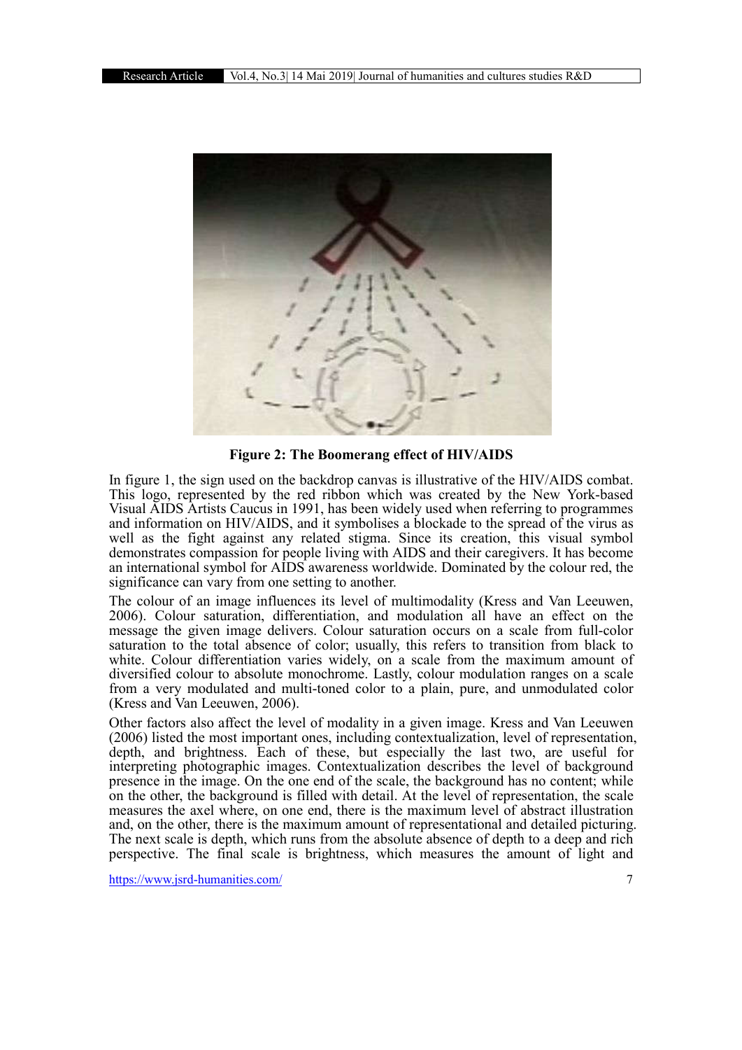**Figure 2: The Boomerang effect of HIV/AIDS**

In figure 1, the sign used on the backdrop canvas is illustrative of the HIV/AIDS combat. This logo, represented by the red ribbon which was created by the New York-based Visual AIDS Artists Caucus in 1991, has been widely used when referring to programmes and information on HIV/AIDS, and it symbolises a blockade to the spread of the virus as well as the fight against any related stigma. Since its creation, this visual symbol demonstrates compassion for people living with AIDS and their caregivers. It has become an international symbol for AIDS awareness worldwide. Dominated by the colour red, the significance can vary from one setting to another.

The colour of an image influences its level of multimodality (Kress and Van Leeuwen, 2006). Colour saturation, differentiation, and modulation all have an effect on the message the given image delivers. Colour saturation occurs on a scale from full-color saturation to the total absence of color; usually, this refers to transition from black to white. Colour differentiation varies widely, on a scale from the maximum amount of diversified colour to absolute monochrome. Lastly, colour modulation ranges on a scale from a very modulated and multi-toned color to a plain, pure, and unmodulated color (Kress and Van Leeuwen, 2006).

Other factors also affect the level of modality in a given image. Kress and Van Leeuwen (2006) listed the most important ones, including contextualization, level of representation, depth, and brightness. Each of these, but especially the last two, are useful for interpreting photographic images. Contextualization describes the level of background presence in the image. On the one end of the scale, the background has no content; while on the other, the background is filled with detail. At the level of representation, the scale measures the axel where, on one end, there is the maximum level of abstract illustration and, on the other, there is the maximum amount of representational and detailed picturing. The next scale is depth, which runs from the absolute absence of depth to a deep and rich perspective. The final scale is brightness, which measures the amount of light and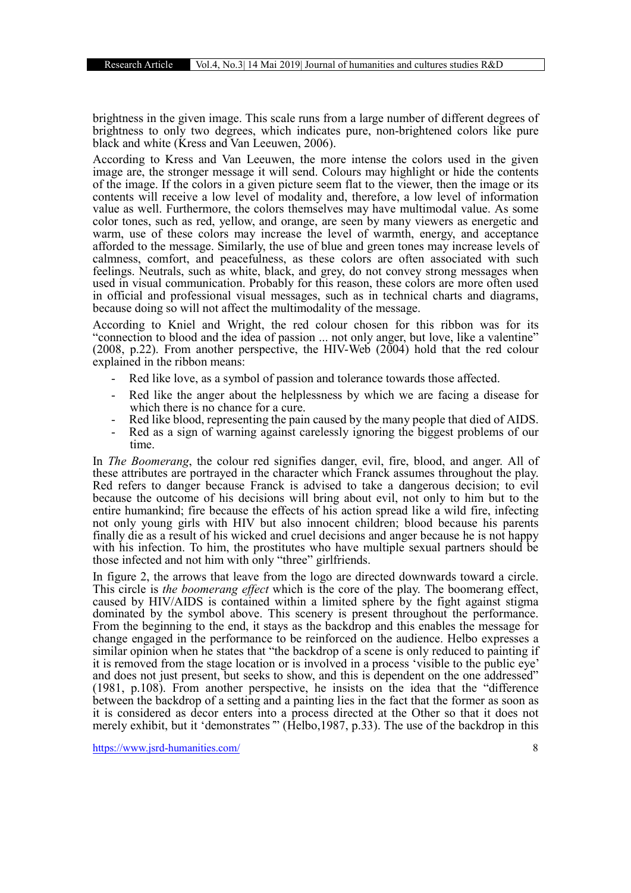brightness in the given image. This scale runs from a large number of different degrees of brightness to only two degrees, which indicates pure, non-brightened colors like pure black and white (Kress and Van Leeuwen, 2006).

According to Kress and Van Leeuwen, the more intense the colors used in the given image are, the stronger message it will send. Colours may highlight or hide the contents of the image. If the colors in a given picture seem flat to the viewer, then the image or its contents will receive a low level of modality and, therefore, a low level of information value as well. Furthermore, the colors themselves may have multimodal value. As some color tones, such as red, yellow, and orange, are seen by many viewers as energetic and warm, use of these colors may increase the level of warmth, energy, and acceptance afforded to the message. Similarly, the use of blue and green tones may increase levels of calmness, comfort, and peacefulness, as these colors are often associated with such feelings. Neutrals, such as white, black, and grey, do not convey strong messages when used in visual communication. Probably for this reason, these colors are more often used in official and professional visual messages, such as in technical charts and diagrams, because doing so will not affect the multimodality of the message.

According to Kniel and Wright, the red colour chosen for this ribbon was for its "connection to blood and the idea of passion ... not only anger, but love, like a valentine" (2008, p.22). From another perspective, the HIV-Web (2004) hold that the red colour explained in the ribbon means:

- Red like love, as a symbol of passion and tolerance towards those affected.
- Red like the anger about the helplessness by which we are facing a disease for which there is no chance for a cure.
- Red like blood, representing the pain caused by the many people that died of AIDS.
- Red as a sign of warning against carelessly ignoring the biggest problems of our time.

In *The Boomerang*, the colour red signifies danger, evil, fire, blood, and anger. All of these attributes are portrayed in the character which Franck assumes throughout the play. Red refers to danger because Franck is advised to take a dangerous decision; to evil because the outcome of his decisions will bring about evil, not only to him but to the entire humankind; fire because the effects of his action spread like a wild fire, infecting not only young girls with HIV but also innocent children; blood because his parents finally die as a result of his wicked and cruel decisions and anger because he is not happy with his infection. To him, the prostitutes who have multiple sexual partners should be those infected and not him with only "three" girlfriends.

In figure 2, the arrows that leave from the logo are directed downwards toward a circle. This circle is *the boomerang effect* which is the core of the play. The boomerang effect, caused by HIV/AIDS is contained within a limited sphere by the fight against stigma dominated by the symbol above. This scenery is present throughout the performance. From the beginning to the end, it stays as the backdrop and this enables the message for change engaged in the performance to be reinforced on the audience. Helbo expresses a similar opinion when he states that "the backdrop of a scene is only reduced to painting if it is removed from the stage location or is involved in a process 'visible to the public eye' and does not just present, but seeks to show, and this is dependent on the one addressed" (1981, p.108). From another perspective, he insists on the idea that the "difference between the backdrop of a setting and a painting lies in the fact that the former as soon as it is considered as decor enters into a process directed at the Other so that it does not merely exhibit, but it 'demonstrates'" (Helbo,1987, p.33). The use of the backdrop in this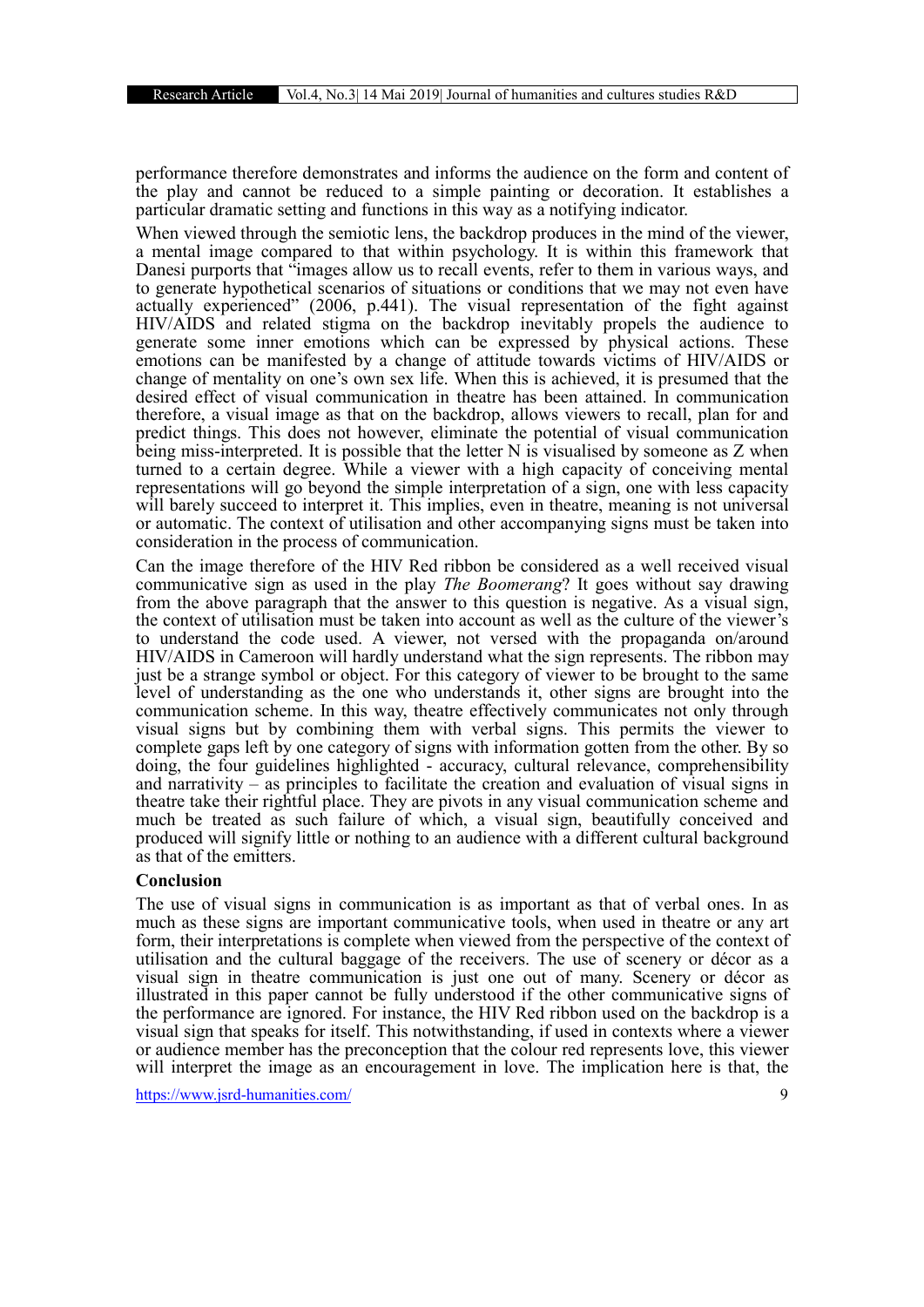performance therefore demonstrates and informs the audience on the form and content of the play and cannot be reduced to a simple painting or decoration. It establishes a particular dramatic setting and functions in this way as a notifying indicator.

When viewed through the semiotic lens, the backdrop produces in the mind of the viewer, a mental image compared to that within psychology. It is within this framework that Danesi purports that "images allow us to recall events, refer to them in various ways, and to generate hypothetical scenarios of situations or conditions that we may not even have actually experienced" (2006, p.441). The visual representation of the fight against HIV/AIDS and related stigma on the backdrop inevitably propels the audience to generate some inner emotions which can be expressed by physical actions. These emotions can be manifested by a change of attitude towards victims of HIV/AIDS or change of mentality on one's own sex life. When this is achieved, it is presumed that the desired effect of visual communication in theatre has been attained. In communication therefore, a visual image as that on the backdrop, allows viewers to recall, plan for and predict things. This does not however, eliminate the potential of visual communication being miss-interpreted. It is possible that the letter N is visualised by someone as Z when turned to a certain degree. While a viewer with a high capacity of conceiving mental representations will go beyond the simple interpretation of a sign, one with less capacity will barely succeed to interpret it. This implies, even in theatre, meaning is not universal or automatic. The context of utilisation and other accompanying signs must be taken into consideration in the process of communication.

Can the image therefore of the HIV Red ribbon be considered as a well received visual communicative sign as used in the play *The Boomerang*? It goes without say drawing from the above paragraph that the answer to this question is negative. As a visual sign, the context of utilisation must be taken into account as well as the culture of the viewer's to understand the code used. A viewer, not versed with the propaganda on/around HIV/AIDS in Cameroon will hardly understand what the sign represents. The ribbon may just be a strange symbol or object. For this category of viewer to be brought to the same level of understanding as the one who understands it, other signs are brought into the communication scheme. In this way, theatre effectively communicates not only through visual signs but by combining them with verbal signs. This permits the viewer to complete gaps left by one category of signs with information gotten from the other. By so doing, the four guidelines highlighted - accuracy, cultural relevance, comprehensibility and narrativity – as principles to facilitate the creation and evaluation of visual signs in theatre take their rightful place. They are pivots in any visual communication scheme and much be treated as such failure of which, a visual sign, beautifully conceived and produced will signify little or nothing to an audience with a different cultural background as that of the emitters.

**Conclusion**

The use of visual signs in communication is as important as that of verbal ones. In as much as these signs are important communicative tools, when used in theatre or any art form, their interpretations is complete when viewed from the perspective of the context of utilisation and the cultural baggage of the receivers. The use of scenery or décor as a visual sign in theatre communication is just one out of many. Scenery or décor as illustrated in this paper cannot be fully understood if the other communicative signs of the performance are ignored. For instance, the HIV Red ribbon used on the backdrop is a visual sign that speaks for itself. This notwithstanding, if used in contexts where a viewer or audience member has the preconception that the colour red represents love, this viewer will interpret the image as an encouragement in love. The implication here is that, the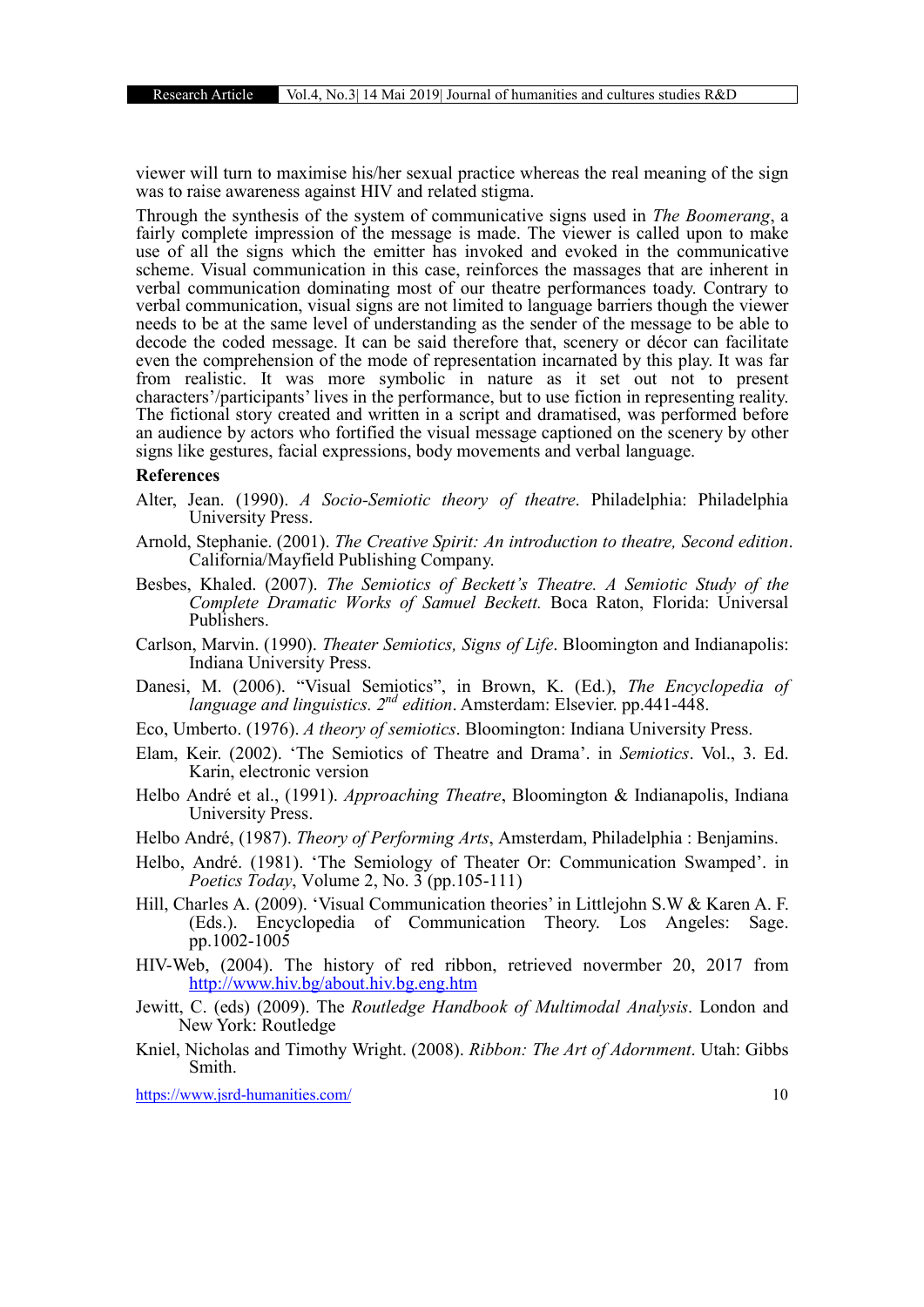viewer will turn to maximise his/her sexual practice whereas the real meaning of the sign was to raise awareness against HIV and related stigma.

Through the synthesis of the system of communicative signs used in *The Boomerang*, a fairly complete impression of the message is made. The viewer is called upon to make use of all the signs which the emitter has invoked and evoked in the communicative scheme. Visual communication in this case, reinforces the massages that are inherent in verbal communication dominating most of our theatre performances toady. Contrary to verbal communication, visual signs are not limited to language barriers though the viewer needs to be at the same level of understanding as the sender of the message to be able to decode the coded message. It can be said therefore that, scenery or décor can facilitate even the comprehension of the mode of representation incarnated by this play. It was far from realistic. It was more symbolic in nature as it set out not to present characters'/participants' lives in the performance, but to use fiction in representing reality. The fictional story created and written in a script and dramatised, was performed before an audience by actors who fortified the visual message captioned on the scenery by other signs like gestures, facial expressions, body movements and verbal language.

**References**

Alter, Jean. (1990). *A Socio-Semiotic theory of theatre*. Philadelphia: Philadelphia University Press.

Arnold, Stephanie. (2001). *The Creative Spirit: An introduction to theatre, Second edition*. California/Mayfield Publishing Company.

Besbes, Khaled. (2007). *The Semiotics of Beckett's Theatre. A Semiotic Study of the Complete Dramatic Works of Samuel Beckett.* Boca Raton, Florida: Universal Publishers.

Carlson, Marvin. (1990). *Theater Semiotics, Signs of Life*. Bloomington and Indianapolis: Indiana University Press.

Danesi, M. (2006). "Visual Semiotics", in Brown, K. (Ed.), *The Encyclopedia of language and linguistics. 2nd edition*. Amsterdam: Elsevier. pp.441-448.

Eco, Umberto. (1976). *A theory of semiotics*. Bloomington: Indiana University Press.

Elam, Keir. (2002). 'The Semiotics of Theatre and Drama'. in *Semiotics*. Vol., 3. Ed. Karin, electronic version

Helbo André et al., (1991). *Approaching Theatre*, Bloomington & Indianapolis, Indiana University Press.

Helbo André, (1987). *Theory of Performing Arts*, Amsterdam, Philadelphia : Benjamins.

Helbo, André. (1981). 'The Semiology of Theater Or: Communication Swamped'. in *Poetics Today*, Volume 2, No. 3 (pp.105-111)

Hill, Charles A. (2009). 'Visual Communication theories' in Littlejohn S.W & Karen A. F. (Eds.). Encyclopedia of Communication Theory. Los Angeles: Sage. pp.1002-1005

HIV-Web, (2004). The history of red ribbon, retrieved novermber 20, 2017 from http://www.hiv.bg/about.hiv.bg.eng.htm

Jewitt, C. (eds) (2009). The *Routledge Handbook of Multimodal Analysis*. London and New York: Routledge

Kniel, Nicholas and Timothy Wright. (2008). *Ribbon: The Art of Adornment*. Utah: Gibbs Smith.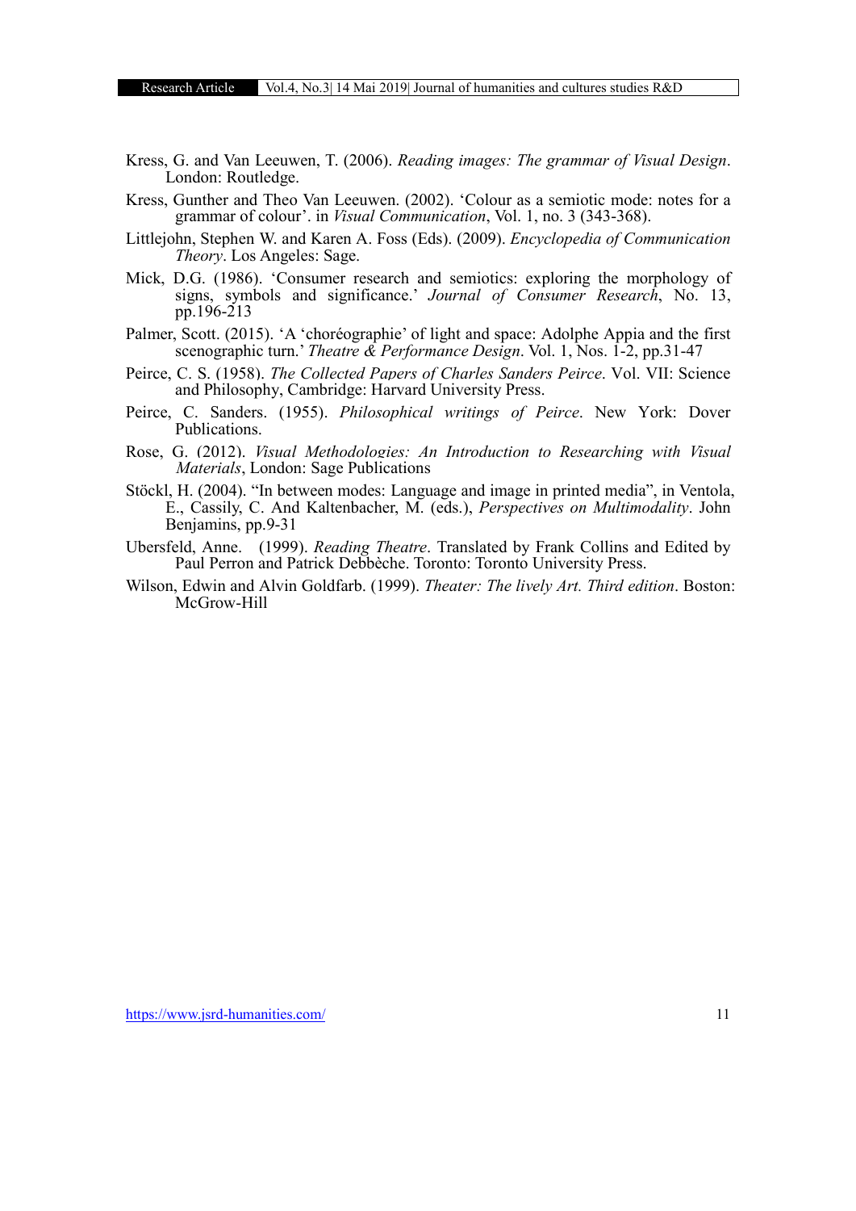Kress, G. and Van Leeuwen, T. (2006). *Reading images: The grammar of Visual Design*. London: Routledge.

Kress, Gunther and Theo Van Leeuwen. (2002). 'Colour as a semiotic mode: notes for a grammar of colour'. in *Visual Communication*, Vol. 1, no. 3 (343-368).

Littlejohn, Stephen W. and Karen A. Foss (Eds). (2009). *Encyclopedia of Communication Theory*. Los Angeles: Sage.

Mick, D.G. (1986). 'Consumer research and semiotics: exploring the morphology of signs, symbols and significance.' *Journal of Consumer Research*, No. 13, pp.196-213

Palmer, Scott. (2015). 'A 'choréographie' of light and space: Adolphe Appia and the first scenographic turn.' *Theatre & Performance Design*. Vol. 1, Nos. 1-2, pp.31-47

Peirce, C. S. (1958). *The Collected Papers of Charles Sanders Peirce*. Vol. VII: Science and Philosophy, Cambridge: Harvard University Press.

Peirce, C. Sanders. (1955). *Philosophical writings of Peirce*. New York: Dover Publications.

Rose, G. (2012). *Visual Methodologies: An Introduction to Researching with Visual Materials*, London: Sage Publications

Stöckl, H. (2004). "In between modes: Language and image in printed media", in Ventola, E., Cassily, C. And Kaltenbacher, M. (eds.), *Perspectives on Multimodality*. John Benjamins, pp.9-31

Ubersfeld, Anne. (1999). *Reading Theatre*. Translated by Frank Collins and Edited by Paul Perron and Patrick Debbèche. Toronto: Toronto University Press.

Wilson, Edwin and Alvin Goldfarb. (1999). *Theater: The lively Art. Third edition*. Boston: McGrow-Hill